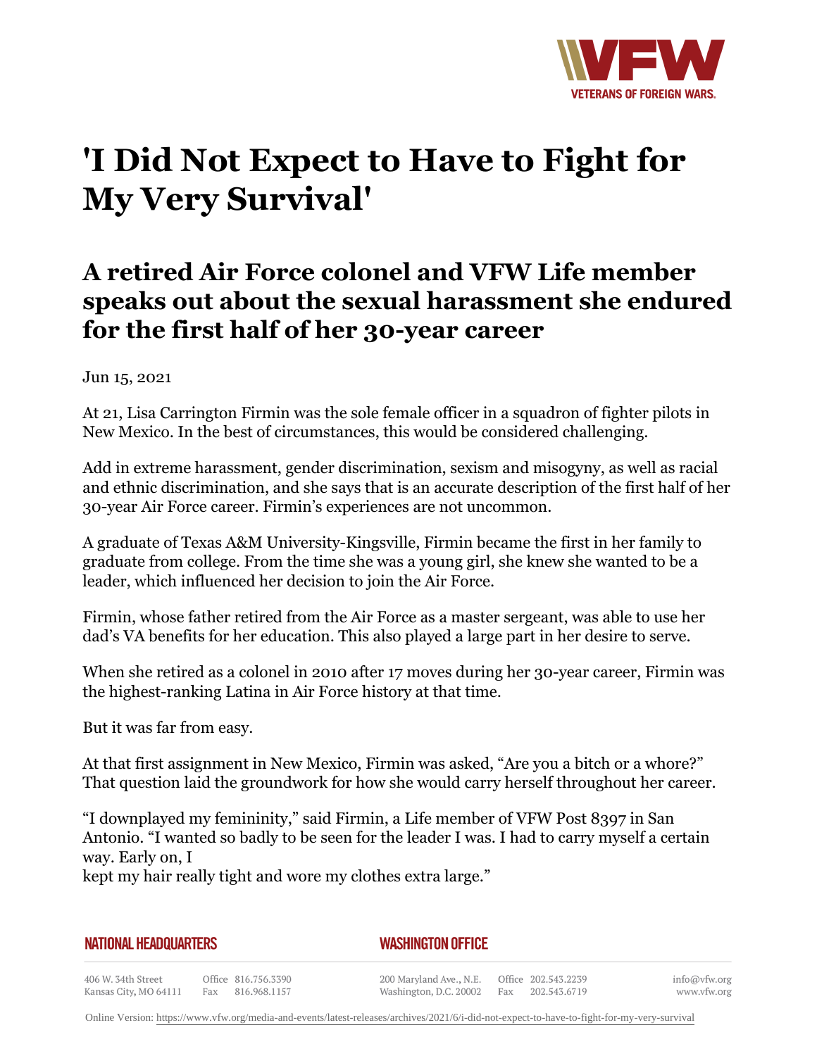# 'I Did Not Expect to Have to Fight for My Very Survival'

## A retired Air Force colonel and VFW Life member speaks out about the sexual harassment she endured for the first half of her 30-year career

Jun 15, 2021

At 21, Lisa Carrington Firmin was the sole female officer in a squadron of fighter pilots in New Mexico. In the best of circumstances, this would be considered challenging.

Add in extreme harassment, gender discrimination, sexism and misogyny, as well as racial and ethnic discrimination, and she says that is an accurate description of the first half of her 30-year Air Force career. Firmin's experiences are not uncommon.

A graduate of Texas A&M University-Kingsville, Firmin became the first in her family to graduate from college. From the time she was a young girl, she knew she wanted to be a leader, which influenced her decision to join the Air Force.

Firmin, whose father retired from the Air Force as a master sergeant, was able to use her dad's VA benefits for her education. This also played a large part in her desire to serve.

When she retired as a colonel in 2010 after 17 moves during her 30-year career, Firmin was the highest-ranking Latina in Air Force history at that time.

But it was far from easy.

At that first assignment in New Mexico, Firmin was asked, "Are you a bitch or a whore?" That question laid the groundwork for how she would carry herself throughout her career.

"I downplayed my femininity," said Firmin, a Life member of VFW Post 8397 in San Antonio. "I wanted so badly to be seen for the leader I was. I had to carry myself a certain way. Early on, I kept my hair really tight and wore my clothes extra large."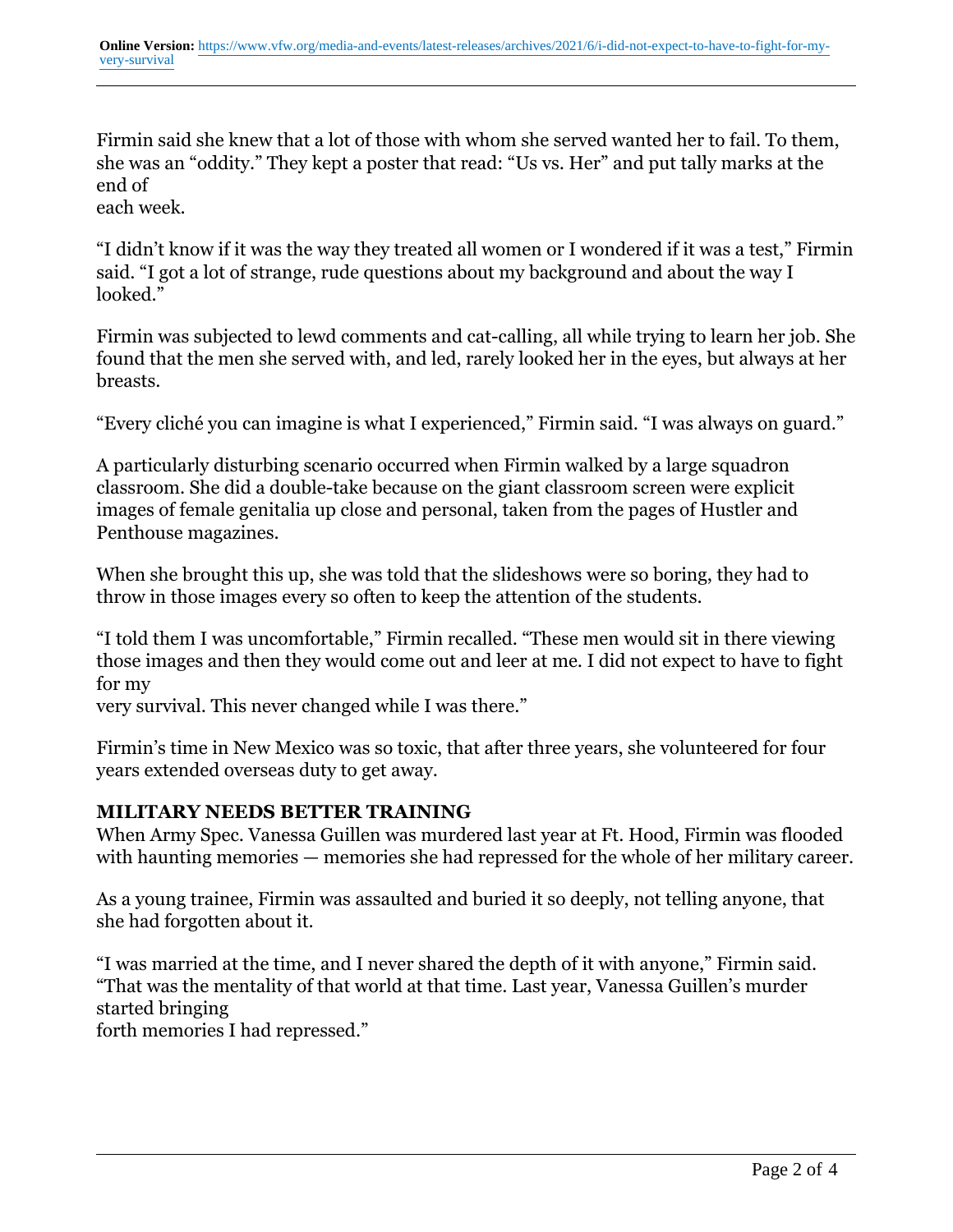Firmin said she knew that a lot of those with whom she served wanted her to fail. To them, she was an “oddity.” They kept a poster that read: “Us vs. Her” and put tally marks at the end of each week.

“I didn’t know if it was the way they treated all women or I wondered if it was a test,” Firmin said. “I got a lot of strange, rude questions about my background and about the way I looked.”

Firmin was subjected to lewd comments and cat-calling, all while trying to learn her job. She found that the men she served with, and led, rarely looked her in the eyes, but always at her breasts.

“Every cliché you can imagine is what I experienced,” Firmin said. “I was always on guard.”

A particularly disturbing scenario occurred when Firmin walked by a large squadron classroom. She did a double-take because on the giant classroom screen were explicit images of female genitalia up close and personal, taken from the pages of Hustler and Penthouse magazines.

When she brought this up, she was told that the slideshows were so boring, they had to throw in those images every so often to keep the attention of the students.

“I told them I was uncomfortable,” Firmin recalled. “These men would sit in there viewing those images and then they would come out and leer at me. I did not expect to have to fight for my very survival. This never changed while I was there.”

Firmin’s time in New Mexico was so toxic, that after three years, she volunteered for four years extended overseas duty to get away.

**MILITARY NEEDS BETTER TRAINING**

When Army Spec. Vanessa Guillen was murdered last year at Ft. Hood, Firmin was flooded with haunting memories — memories she had repressed for the whole of her military career.

As a young trainee, Firmin was assaulted and buried it so deeply, not telling anyone, that she had forgotten about it.

“I was married at the time, and I never shared the depth of it with anyone,” Firmin said. “That was the mentality of that world at that time. Last year, Vanessa Guillen’s murder started bringing forth memories I had repressed.”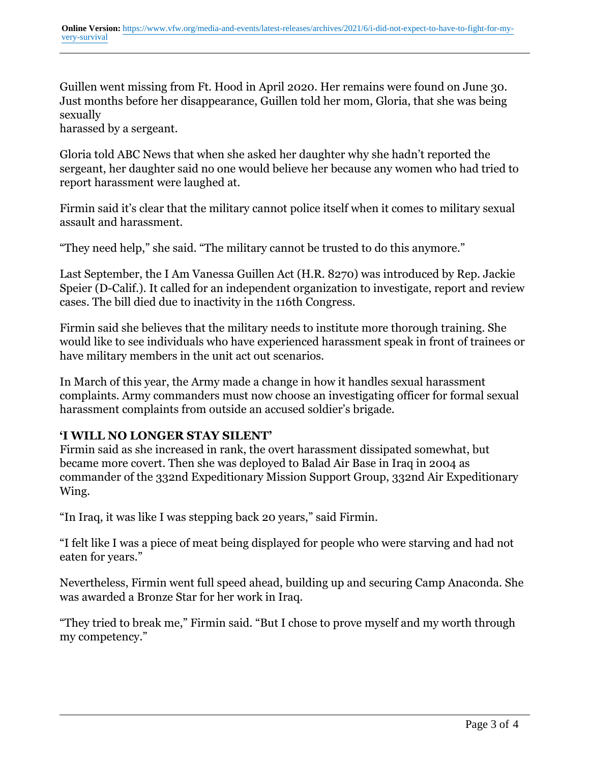Guillen went missing from Ft. Hood in April 2020. Her remains were found on June 30. Just months before her disappearance, Guillen told her mom, Gloria, that she was being sexually harassed by a sergeant.

Gloria told ABC News that when she asked her daughter why she hadn't reported the sergeant, her daughter said no one would believe her because any women who had tried to report harassment were laughed at.

Firmin said it's clear that the military cannot police itself when it comes to military sexual assault and harassment.

"They need help," she said. "The military cannot be trusted to do this anymore."

Last September, the I Am Vanessa Guillen Act (H.R. 8270) was introduced by Rep. Jackie Speier (D-Calif.). It called for an independent organization to investigate, report and review cases. The bill died due to inactivity in the 116th Congress.

Firmin said she believes that the military needs to institute more thorough training. She would like to see individuals who have experienced harassment speak in front of trainees or have military members in the unit act out scenarios.

In March of this year, the Army made a change in how it handles sexual harassment complaints. Army commanders must now choose an investigating officer for formal sexual harassment complaints from outside an accused soldier's brigade.

**'I WILL NO LONGER STAY SILENT'**

Firmin said as she increased in rank, the overt harassment dissipated somewhat, but became more covert. Then she was deployed to Balad Air Base in Iraq in 2004 as commander of the 332nd Expeditionary Mission Support Group, 332nd Air Expeditionary Wing.

"In Iraq, it was like I was stepping back 20 years," said Firmin.

"I felt like I was a piece of meat being displayed for people who were starving and had not eaten for years."

Nevertheless, Firmin went full speed ahead, building up and securing Camp Anaconda. She was awarded a Bronze Star for her work in Iraq.

"They tried to break me," Firmin said. "But I chose to prove myself and my worth through my competency."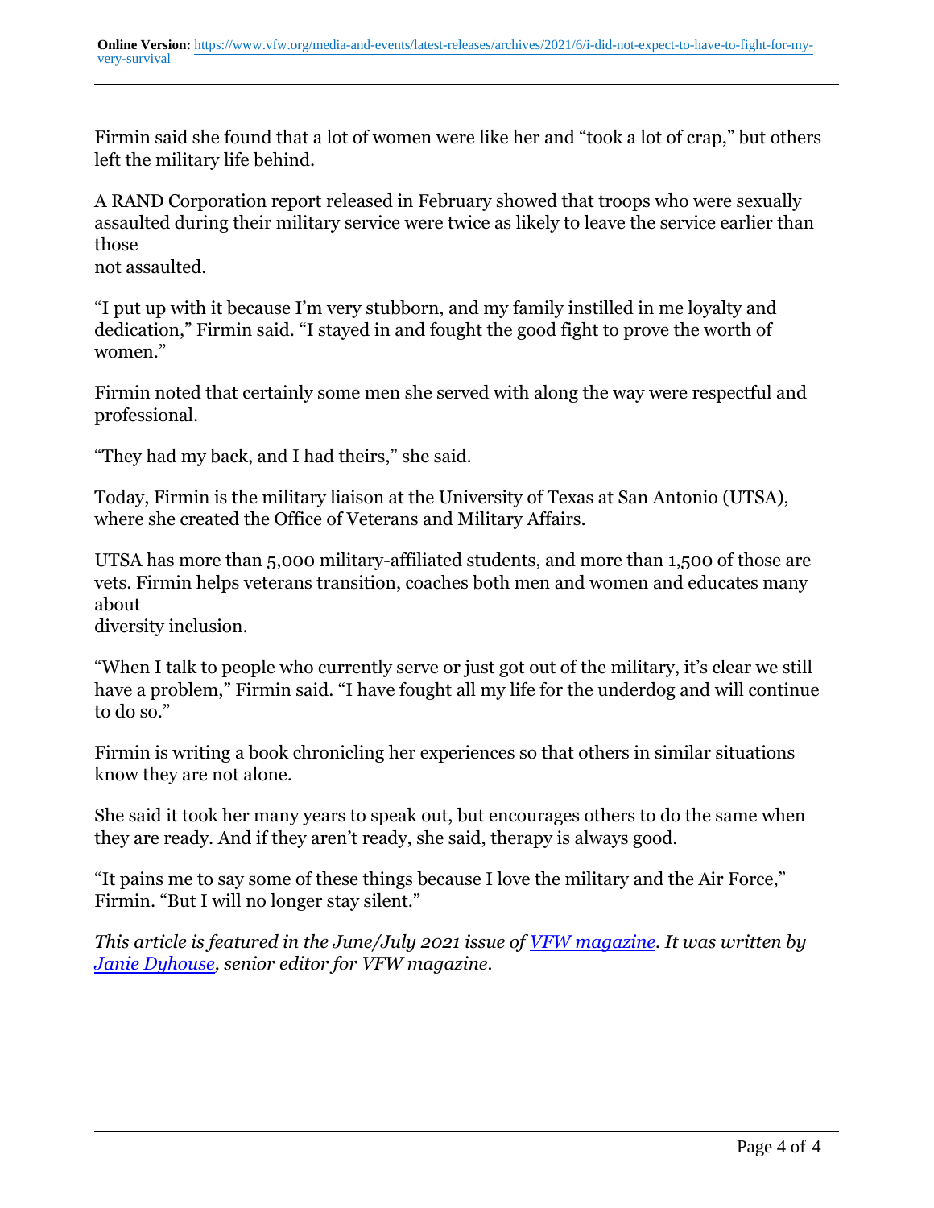Firmin said she found that a lot of women were like her and "took a lot of crap," but others left the military life behind.

A RAND Corporation report released in February showed that troops who were sexually assaulted during their military service were twice as likely to leave the service earlier than those not assaulted.

"I put up with it because I'm very stubborn, and my family instilled in me loyalty and dedication," Firmin said. "I stayed in and fought the good fight to prove the worth of women."

Firmin noted that certainly some men she served with along the way were respectful and professional.

"They had my back, and I had theirs," she said.

Today, Firmin is the military liaison at the University of Texas at San Antonio (UTSA), where she created the Office of Veterans and Military Affairs.

UTSA has more than 5,000 military-affiliated students, and more than 1,500 of those are vets. Firmin helps veterans transition, coaches both men and women and educates many about diversity inclusion.

"When I talk to people who currently serve or just got out of the military, it's clear we still have a problem," Firmin said. "I have fought all my life for the underdog and will continue to do so."

Firmin is writing a book chronicling her experiences so that others in similar situations know they are not alone.

She said it took her many years to speak out, but encourages others to do the same when they are ready. And if they aren't ready, she said, therapy is always good.

"It pains me to say some of these things because I love the military and the Air Force," Firmin. "But I will no longer stay silent."

*This article is featured in the June/July 2021 issue of [VFW magazine](). It was written by [Janie Dyhouse](), senior editor for VFW magazine.*